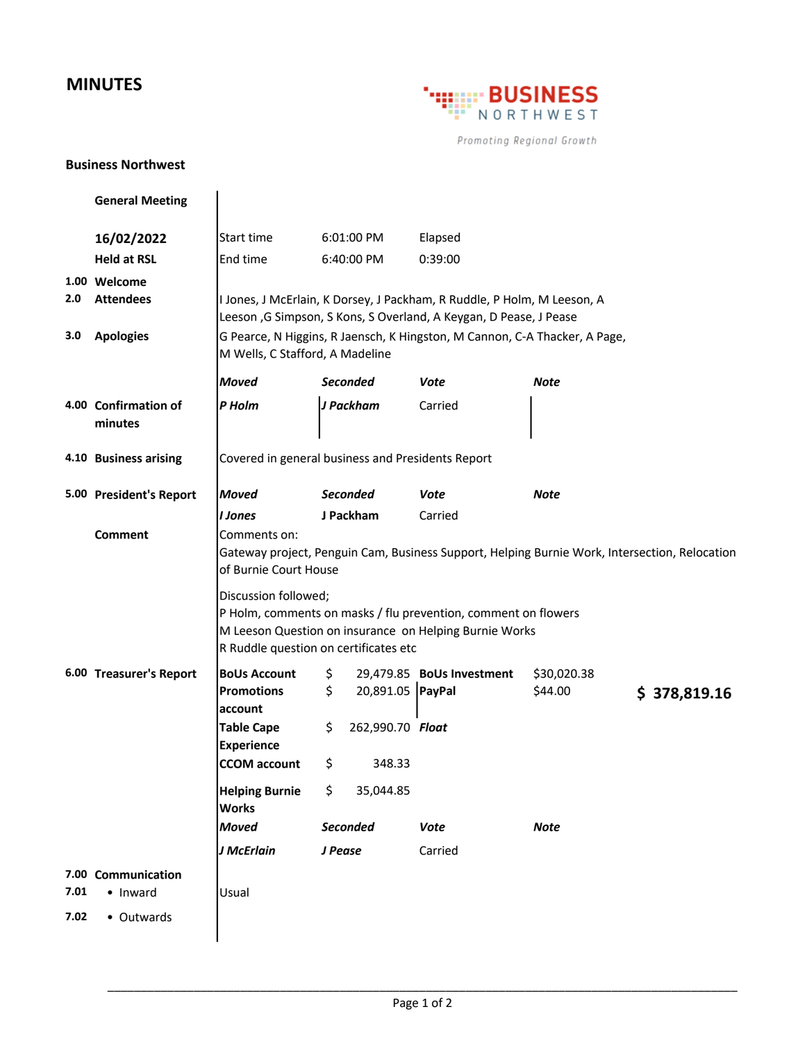# MINUTES

BUSINESS NORTHWEST
*Promoting Regional Growth*

## Business Northwest

**General Meeting**

| | | | | |
|---|---|---|---|---|
| **16/02/2022** | Start time | 6:01:00 PM | Elapsed | |
| **Held at RSL** | End time | 6:40:00 PM | 0:39:00 | |

**1.00 Welcome**

**2.0 Attendees**

I Jones, J McErlain, K Dorsey, J Packham, R Ruddle, P Holm, M Leeson, A Leeson ,G Simpson, S Kons, S Overland, A Keygan, D Pease, J Pease

**3.0 Apologies**

G Pearce, N Higgins, R Jaensch, K Hingston, M Cannon, C-A Thacker, A Page, M Wells, C Stafford, A Madeline

**4.00 Confirmation of minutes**

| *Moved* | *Seconded* | *Vote* | *Note* |
|---|---|---|---|
| ***P Holm*** | ***J Packham*** | Carried | |

**4.10 Business arising**

Covered in general business and Presidents Report

**5.00 President's Report**

| *Moved* | *Seconded* | *Vote* | *Note* |
|---|---|---|---|
| *I Jones* | **J Packham** | Carried | |

**Comment**

Comments on:
Gateway project, Penguin Cam, Business Support, Helping Burnie Work, Intersection, Relocation of Burnie Court House

Discussion followed;
P Holm, comments on masks / flu prevention, comment on flowers
M Leeson Question on insurance on Helping Burnie Works
R Ruddle question on certificates etc

**6.00 Treasurer's Report**

| | | | | |
|---|---|---|---|---|
| **BoUs Account** | $ 29,479.85 | **BoUs Investment** | $30,020.38 | |
| **Promotions account** | $ 20,891.05 | **PayPal** | $44.00 | **$ 378,819.16** |
| **Table Cape Experience** | $ 262,990.70 | ***Float*** | | |
| **CCOM account** | $ 348.33 | | | |
| **Helping Burnie Works** | $ 35,044.85 | | | |

| *Moved* | *Seconded* | *Vote* | *Note* |
|---|---|---|---|
| ***J McErlain*** | ***J Pease*** | Carried | |

**7.00 Communication**

**7.01** • Inward — Usual

**7.02** • Outwards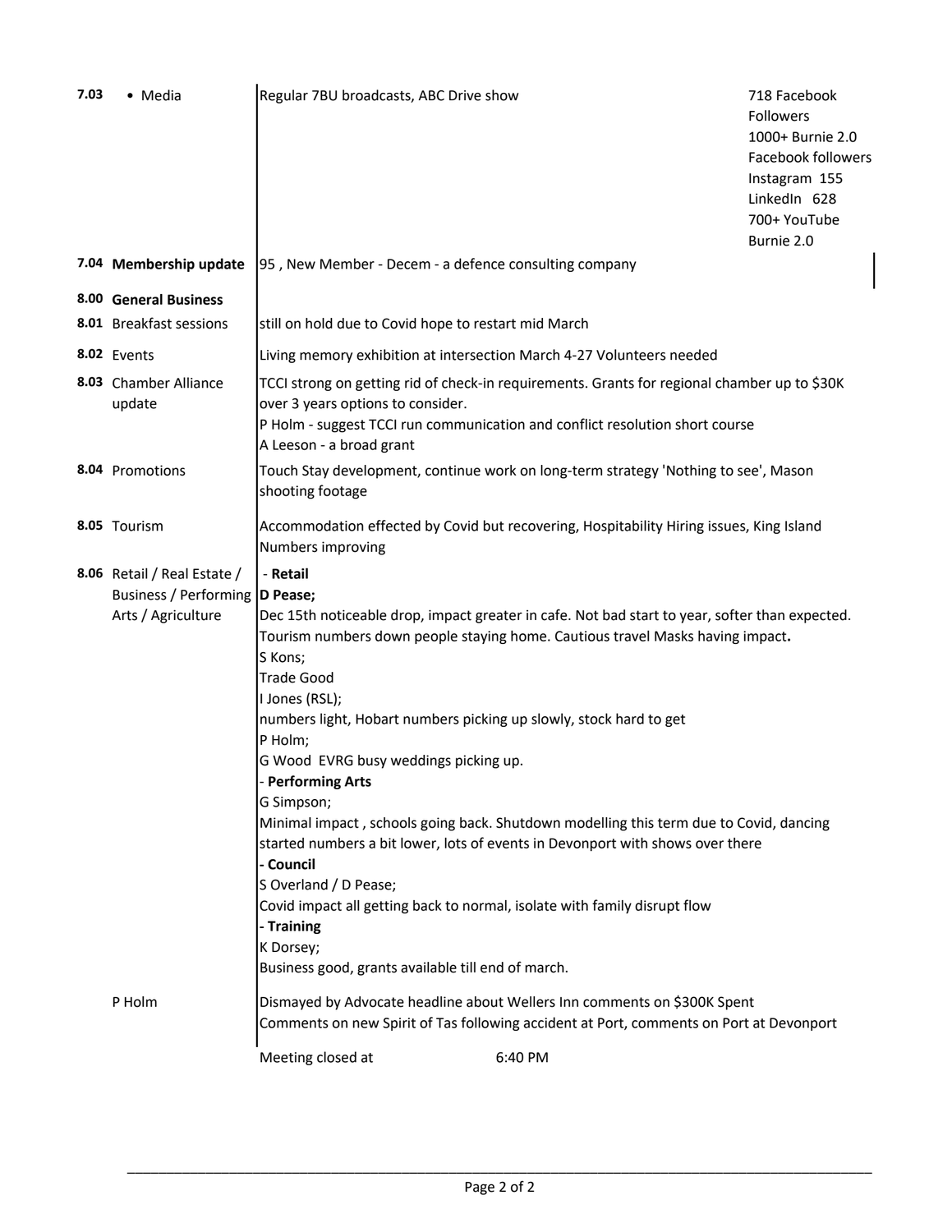| | | | |
|---|---|---|---|
| 7.03 | • Media | Regular 7BU broadcasts, ABC Drive show | 718 Facebook Followers<br>1000+ Burnie 2.0 Facebook followers<br>Instagram 155<br>LinkedIn 628<br>700+ YouTube Burnie 2.0 |
| 7.04 | **Membership update** | 95 , New Member - Decem - a defence consulting company | |
| 8.00 | **General Business** | | |
| 8.01 | Breakfast sessions | still on hold due to Covid hope to restart mid March | |
| 8.02 | Events | Living memory exhibition at intersection March 4-27 Volunteers needed | |
| 8.03 | Chamber Alliance update | TCCI strong on getting rid of check-in requirements. Grants for regional chamber up to $30K over 3 years options to consider.<br>P Holm - suggest TCCI run communication and conflict resolution short course<br>A Leeson - a broad grant | |
| 8.04 | Promotions | Touch Stay development, continue work on long-term strategy 'Nothing to see', Mason shooting footage | |
| 8.05 | Tourism | Accommodation effected by Covid but recovering, Hospitality Hiring issues, King Island Numbers improving | |
| 8.06 | Retail / Real Estate / Business / Performing Arts / Agriculture | - **Retail**<br>**D Pease;**<br>Dec 15th noticeable drop, impact greater in cafe. Not bad start to year, softer than expected. Tourism numbers down people staying home. Cautious travel Masks having impact.<br>S Kons;<br>Trade Good<br>I Jones (RSL);<br>numbers light, Hobart numbers picking up slowly, stock hard to get<br>P Holm;<br>G Wood EVRG busy weddings picking up.<br>- **Performing Arts**<br>G Simpson;<br>Minimal impact , schools going back. Shutdown modelling this term due to Covid, dancing started numbers a bit lower, lots of events in Devonport with shows over there<br>**- Council**<br>S Overland / D Pease;<br>Covid impact all getting back to normal, isolate with family disrupt flow<br>**- Training**<br>K Dorsey;<br>Business good, grants available till end of march. | |
| | P Holm | Dismayed by Advocate headline about Wellers Inn comments on $300K Spent<br>Comments on new Spirit of Tas following accident at Port, comments on Port at Devonport | |
| | | Meeting closed at 6:40 PM | |